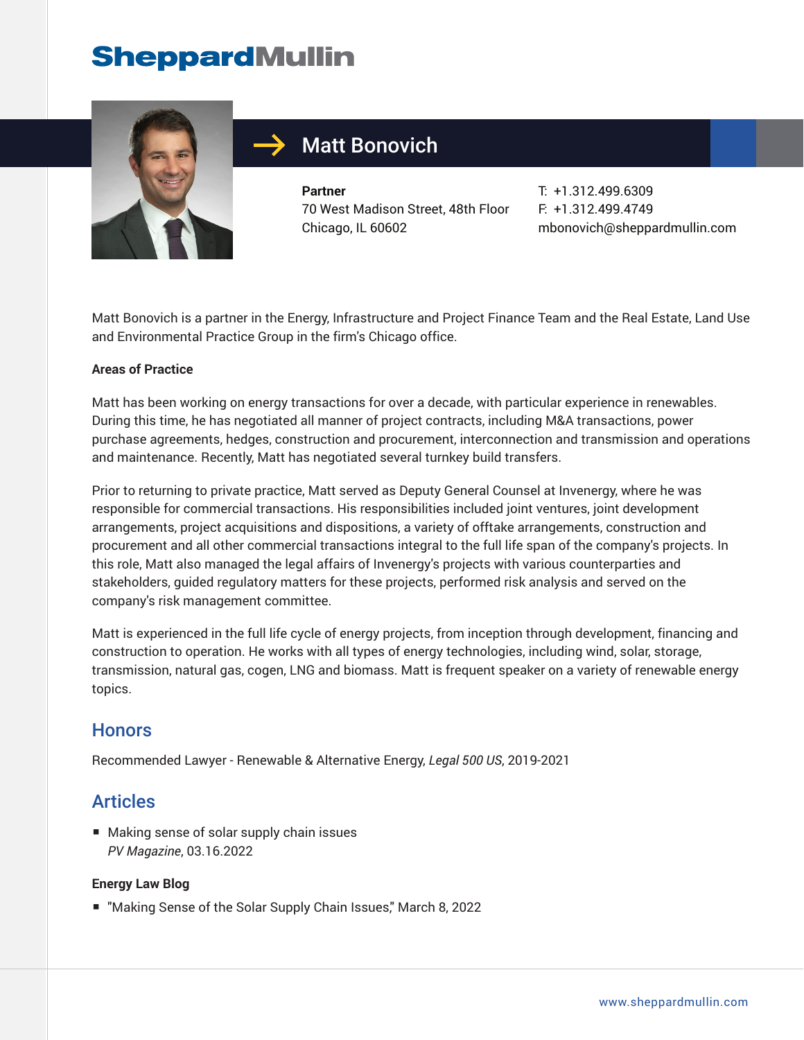SheppardMullin

# Matt Bonovich

**Partner**
70 West Madison Street, 48th Floor
Chicago, IL 60602

T: +1.312.499.6309
F: +1.312.499.4749
mbonovich@sheppardmullin.com

Matt Bonovich is a partner in the Energy, Infrastructure and Project Finance Team and the Real Estate, Land Use and Environmental Practice Group in the firm's Chicago office.

**Areas of Practice**

Matt has been working on energy transactions for over a decade, with particular experience in renewables. During this time, he has negotiated all manner of project contracts, including M&A transactions, power purchase agreements, hedges, construction and procurement, interconnection and transmission and operations and maintenance. Recently, Matt has negotiated several turnkey build transfers.

Prior to returning to private practice, Matt served as Deputy General Counsel at Invenergy, where he was responsible for commercial transactions. His responsibilities included joint ventures, joint development arrangements, project acquisitions and dispositions, a variety of offtake arrangements, construction and procurement and all other commercial transactions integral to the full life span of the company's projects. In this role, Matt also managed the legal affairs of Invenergy's projects with various counterparties and stakeholders, guided regulatory matters for these projects, performed risk analysis and served on the company's risk management committee.

Matt is experienced in the full life cycle of energy projects, from inception through development, financing and construction to operation. He works with all types of energy technologies, including wind, solar, storage, transmission, natural gas, cogen, LNG and biomass. Matt is frequent speaker on a variety of renewable energy topics.

## Honors

Recommended Lawyer - Renewable & Alternative Energy, *Legal 500 US*, 2019-2021

## Articles

- Making sense of solar supply chain issues
  *PV Magazine*, 03.16.2022

**Energy Law Blog**

- "Making Sense of the Solar Supply Chain Issues," March 8, 2022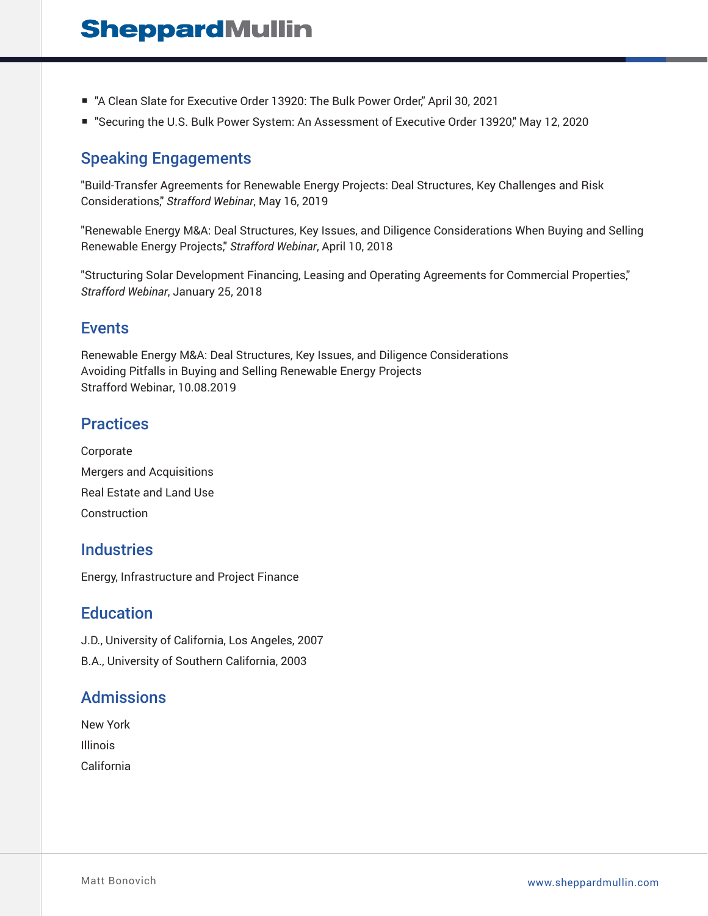- "A Clean Slate for Executive Order 13920: The Bulk Power Order," April 30, 2021
- "Securing the U.S. Bulk Power System: An Assessment of Executive Order 13920," May 12, 2020

## Speaking Engagements

"Build-Transfer Agreements for Renewable Energy Projects: Deal Structures, Key Challenges and Risk Considerations," *Strafford Webinar*, May 16, 2019

"Renewable Energy M&A: Deal Structures, Key Issues, and Diligence Considerations When Buying and Selling Renewable Energy Projects," *Strafford Webinar*, April 10, 2018

"Structuring Solar Development Financing, Leasing and Operating Agreements for Commercial Properties," *Strafford Webinar*, January 25, 2018

## Events

Renewable Energy M&A: Deal Structures, Key Issues, and Diligence Considerations
Avoiding Pitfalls in Buying and Selling Renewable Energy Projects
Strafford Webinar, 10.08.2019

## Practices

Corporate

Mergers and Acquisitions

Real Estate and Land Use

Construction

## Industries

Energy, Infrastructure and Project Finance

## Education

J.D., University of California, Los Angeles, 2007

B.A., University of Southern California, 2003

## Admissions

New York

Illinois

California